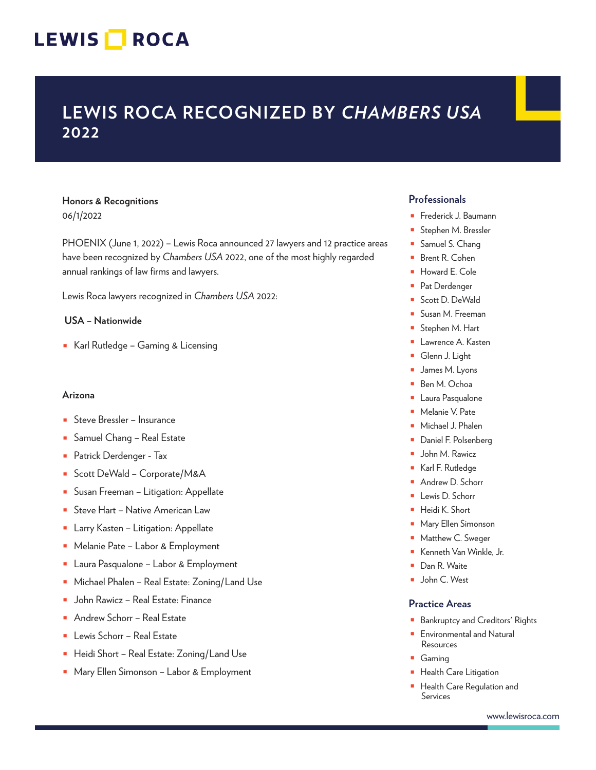LEWIS ROCA

# LEWIS ROCA RECOGNIZED BY *CHAMBERS USA* 2022

**Honors & Recognitions**
06/1/2022

PHOENIX (June 1, 2022) – Lewis Roca announced 27 lawyers and 12 practice areas have been recognized by *Chambers USA* 2022, one of the most highly regarded annual rankings of law firms and lawyers.

Lewis Roca lawyers recognized in *Chambers USA* 2022:

**USA – Nationwide**

- Karl Rutledge – Gaming & Licensing

**Arizona**

- Steve Bressler – Insurance
- Samuel Chang – Real Estate
- Patrick Derdenger - Tax
- Scott DeWald – Corporate/M&A
- Susan Freeman – Litigation: Appellate
- Steve Hart – Native American Law
- Larry Kasten – Litigation: Appellate
- Melanie Pate – Labor & Employment
- Laura Pasqualone – Labor & Employment
- Michael Phalen – Real Estate: Zoning/Land Use
- John Rawicz – Real Estate: Finance
- Andrew Schorr – Real Estate
- Lewis Schorr – Real Estate
- Heidi Short – Real Estate: Zoning/Land Use
- Mary Ellen Simonson – Labor & Employment

## Professionals

- Frederick J. Baumann
- Stephen M. Bressler
- Samuel S. Chang
- Brent R. Cohen
- Howard E. Cole
- Pat Derdenger
- Scott D. DeWald
- Susan M. Freeman
- Stephen M. Hart
- Lawrence A. Kasten
- Glenn J. Light
- James M. Lyons
- Ben M. Ochoa
- Laura Pasqualone
- Melanie V. Pate
- Michael J. Phalen
- Daniel F. Polsenberg
- John M. Rawicz
- Karl F. Rutledge
- Andrew D. Schorr
- Lewis D. Schorr
- Heidi K. Short
- Mary Ellen Simonson
- Matthew C. Sweger
- Kenneth Van Winkle, Jr.
- Dan R. Waite
- John C. West

## Practice Areas

- Bankruptcy and Creditors' Rights
- Environmental and Natural Resources
- Gaming
- Health Care Litigation
- Health Care Regulation and Services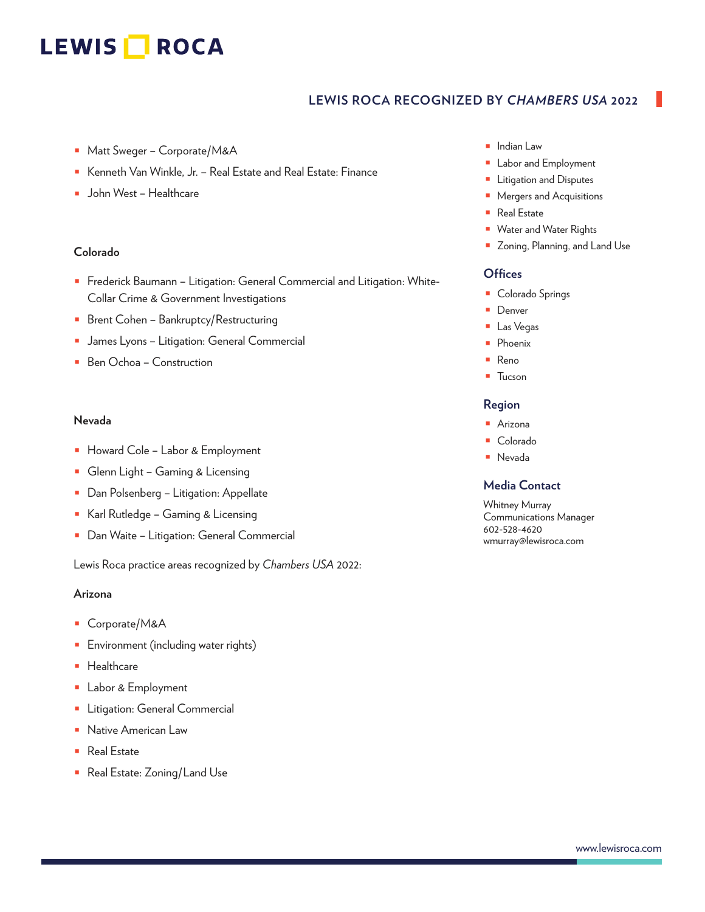- Matt Sweger – Corporate/M&A
- Kenneth Van Winkle, Jr. – Real Estate and Real Estate: Finance
- John West – Healthcare

**Colorado**

- Frederick Baumann – Litigation: General Commercial and Litigation: White-Collar Crime & Government Investigations
- Brent Cohen – Bankruptcy/Restructuring
- James Lyons – Litigation: General Commercial
- Ben Ochoa – Construction

**Nevada**

- Howard Cole – Labor & Employment
- Glenn Light – Gaming & Licensing
- Dan Polsenberg – Litigation: Appellate
- Karl Rutledge – Gaming & Licensing
- Dan Waite – Litigation: General Commercial

Lewis Roca practice areas recognized by *Chambers USA* 2022:

**Arizona**

- Corporate/M&A
- Environment (including water rights)
- Healthcare
- Labor & Employment
- Litigation: General Commercial
- Native American Law
- Real Estate
- Real Estate: Zoning/Land Use

- Indian Law
- Labor and Employment
- Litigation and Disputes
- Mergers and Acquisitions
- Real Estate
- Water and Water Rights
- Zoning, Planning, and Land Use

### Offices

- Colorado Springs
- Denver
- Las Vegas
- Phoenix
- Reno
- Tucson

### Region

- Arizona
- Colorado
- Nevada

### Media Contact

Whitney Murray
Communications Manager
602-528-4620
wmurray@lewisroca.com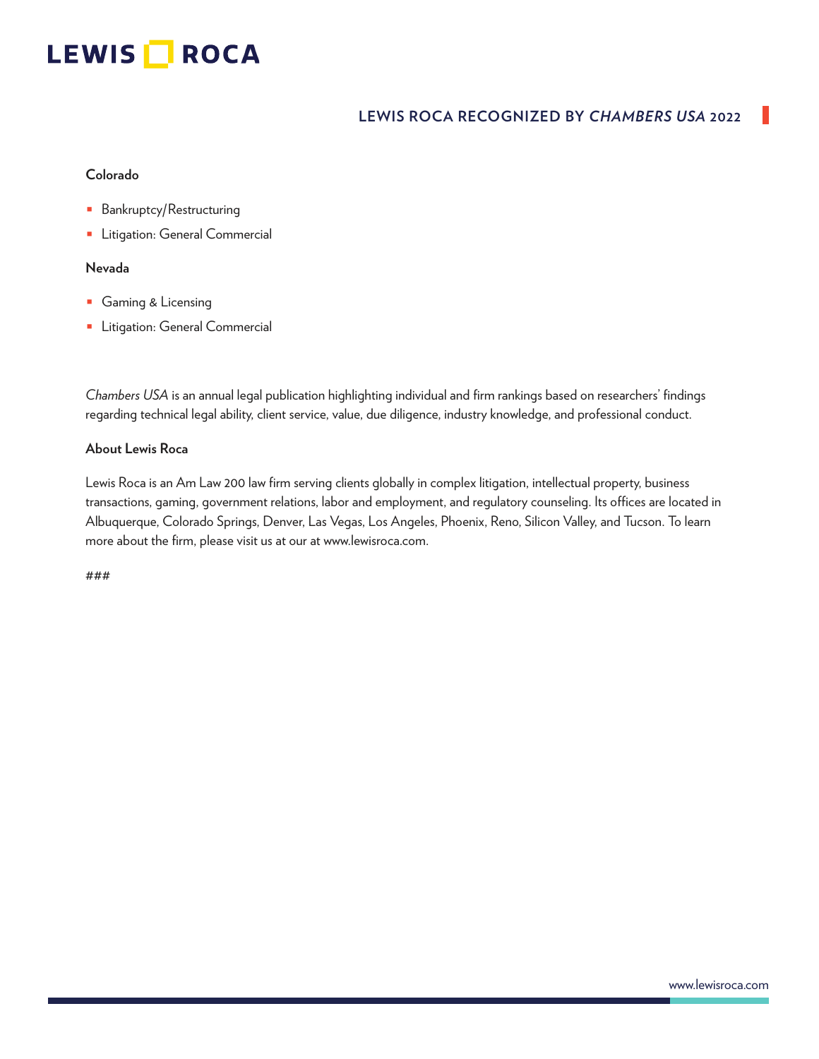**Colorado**

- Bankruptcy/Restructuring
- Litigation: General Commercial

**Nevada**

- Gaming & Licensing
- Litigation: General Commercial

*Chambers USA* is an annual legal publication highlighting individual and firm rankings based on researchers' findings regarding technical legal ability, client service, value, due diligence, industry knowledge, and professional conduct.

**About Lewis Roca**

Lewis Roca is an Am Law 200 law firm serving clients globally in complex litigation, intellectual property, business transactions, gaming, government relations, labor and employment, and regulatory counseling. Its offices are located in Albuquerque, Colorado Springs, Denver, Las Vegas, Los Angeles, Phoenix, Reno, Silicon Valley, and Tucson. To learn more about the firm, please visit us at our at www.lewisroca.com.

###